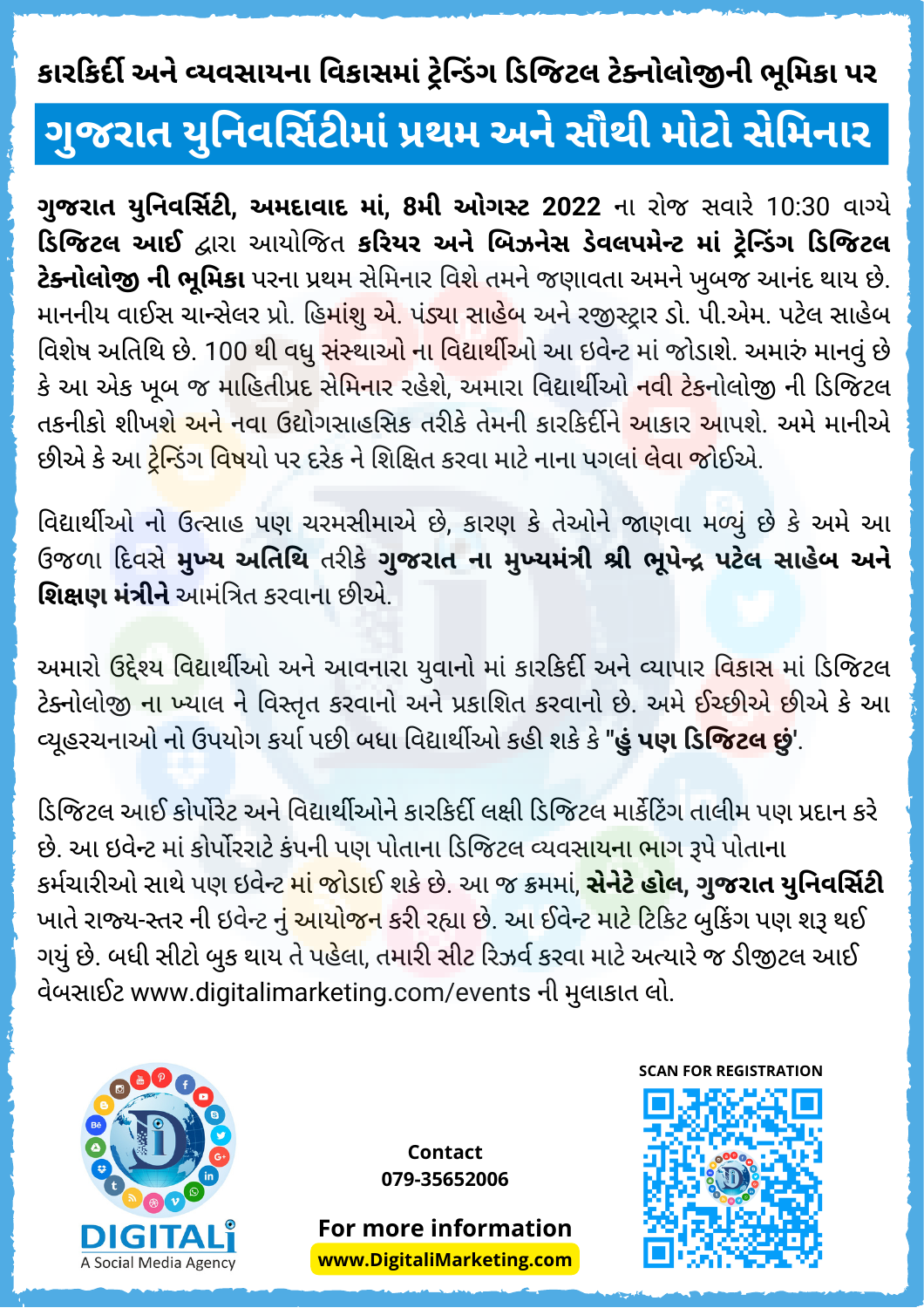## કારકિર્દી અને વ્યવસાયના વિકાસમાં ટ્રેન્ડિંગ ડિજિટલ ટેક્નોલોજીની ભૂમિકા પર

# ગુજરાત યુનિવર્સિટીમાં પ્રથમ અને સૌથી મોટો સેમિનાર

**ગુજરાત યુનિવર્સિટી, અમદાવાદ માં, 8મી ઓગસ્ટ 2022** ના રોજ સવારે 10:30 વાગ્યે **ડિજિટલ આઈ** દ્વારા આયોજિત **કરિયર અને બિઝનેસ ડેવલપમેન્ટ માં ટ્રેન્ડિંગ ડિજિટલ ટેક્નોલોજી ની ભૂમિકા** પરના પ્રથમ સેમિનાર વિશે તમને જણાવતા અમને ખુબજ આનંદ થાય છે. માનનીય વાઈસ ચાન્સેલર પ્રો. હિમાંશુ એ. પંડ્યા સાહેબ અને રજીસ્ટ્રાર ડો. પી.એમ. પટેલ સાહેબ વિશેષ અતિથિ છે. 100 થી વધુ સંસ્થાઓ ના વિદ્યાર્થીઓ આ ઇવેન્ટ માં જોડાશે. અમારું માનવું છે કે આ એક ખૂબ જ માહિતીપ્રદ સેમિનાર રહેશે, અમારા વિદ્યાર્થીઓ નવી ટેકનોલોજી ની ડિજિટલ તકનીકો શીખશે અને નવા ઉદ્યોગસાહસિક તરીકે તેમની કારકિર્દીને આકાર આપશે. અમે માનીએ છીએ કે આ ટ્રેન્ડિંગ વિષયો પર દરેક ને શિક્ષિત કરવા માટે નાના પગલાં લેવા જોઈએ.

વિદ્યાર્થીઓ નો ઉત્સાહ પણ ચરમસીમાએ છે, કારણ કે તેઓને જાણવા મળ્યું છે કે અમે આ ઉજળા દિવસે **મુખ્ય અતિથિ** તરીકે **ગુજરાત ના મુખ્યમંત્રી શ્રી ભૂપેન્દ્ર પટેલ સાહેબ અને શિક્ષણ મંત્રીને** આમંત્રિત કરવાના છીએ.

અમારો ઉદ્દેશ્ય વિદ્યાર્થીઓ અને આવનારા યુવાનો માં કારકિર્દી અને વ્યાપાર વિકાસ માં ડિજિટલ ટેક્નોલોજી ના ખ્યાલ ને વિસ્તૃત કરવાનો અને પ્રકાશિત કરવાનો છે. અમે ઈચ્છીએ છીએ કે આ વ્યૂહરચનાઓ નો ઉપયોગ કર્યા પછી બધા વિદ્યાર્થીઓ કહી શકે કે "**હું પણ ડિજિટલ છું**'.

ડિજિટલ આઈ કોર્પોરેટ અને વિદ્યાર્થીઓને કારકિર્દી લક્ષી ડિજિટલ માર્કેટિંગ તાલીમ પણ પ્રદાન કરે છે. આ ઇવેન્ટ માં કોર્પોરરાટે કંપની પણ પોતાના ડિજિટલ વ્યવસાયના ભાગ રૂપે પોતાના કર્મચારીઓ સાથે પણ ઇવેન્ટ માં જોડાઈ શકે છે. આ જ ક્રમમાં, **સેનેટે હોલ, ગુજરાત યુનિવર્સિટી** ખાતે રાજ્ય-સ્તર ની ઇવેન્ટ નું આયોજન કરી રહ્યા છે. આ ઈવેન્ટ માટે ટિકિટ બુકિંગ પણ શરૂ થઈ ગયું છે. બધી સીટો બુક થાય તે પહેલા, તમારી સીટ રિઝર્વ કરવા માટે અત્યારે જ ડીજીટલ આઈ વેબસાઈટ www.digitalimarketing.com/events ની મુલાકાત લો.

DIGITALi
A Social Media Agency

**Contact**
**079-35652006**

**For more information**
**www.DigitaliMarketing.com**

**SCAN FOR REGISTRATION**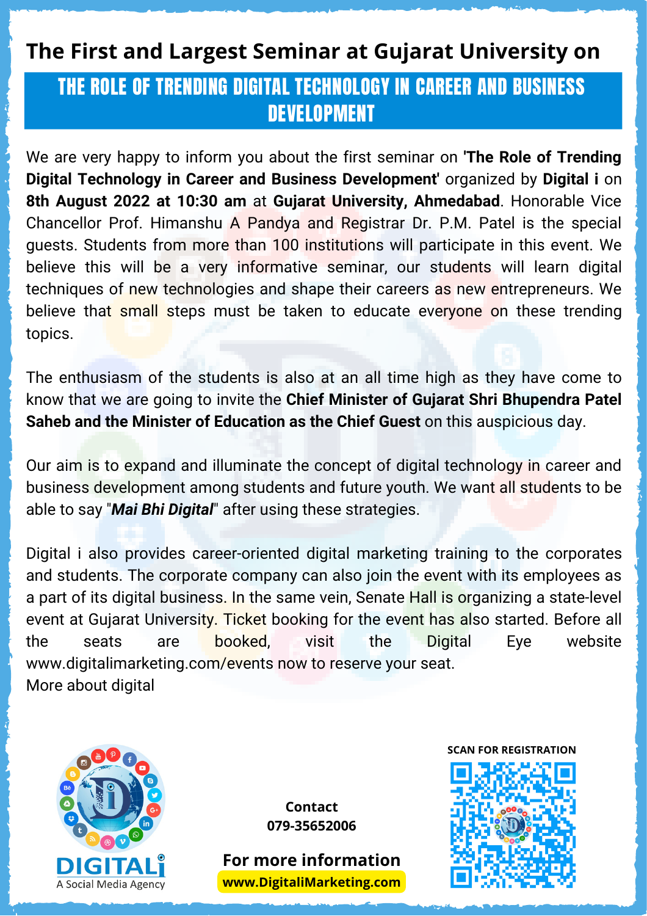# The First and Largest Seminar at Gujarat University on

## THE ROLE OF TRENDING DIGITAL TECHNOLOGY IN CAREER AND BUSINESS DEVELOPMENT

We are very happy to inform you about the first seminar on **'The Role of Trending Digital Technology in Career and Business Development'** organized by **Digital i** on **8th August 2022 at 10:30 am** at **Gujarat University, Ahmedabad**. Honorable Vice Chancellor Prof. Himanshu A Pandya and Registrar Dr. P.M. Patel is the special guests. Students from more than 100 institutions will participate in this event. We believe this will be a very informative seminar, our students will learn digital techniques of new technologies and shape their careers as new entrepreneurs. We believe that small steps must be taken to educate everyone on these trending topics.

The enthusiasm of the students is also at an all time high as they have come to know that we are going to invite the **Chief Minister of Gujarat Shri Bhupendra Patel Saheb and the Minister of Education as the Chief Guest** on this auspicious day.

Our aim is to expand and illuminate the concept of digital technology in career and business development among students and future youth. We want all students to be able to say "***Mai Bhi Digital***" after using these strategies.

Digital i also provides career-oriented digital marketing training to the corporates and students. The corporate company can also join the event with its employees as a part of its digital business. In the same vein, Senate Hall is organizing a state-level event at Gujarat University. Ticket booking for the event has also started. Before all the seats are booked, visit the Digital Eye website www.digitalimarketing.com/events now to reserve your seat.
More about digital

DIGITALi
A Social Media Agency

**Contact**
**079-35652006**

**For more information**
**www.DigitaliMarketing.com**

**SCAN FOR REGISTRATION**